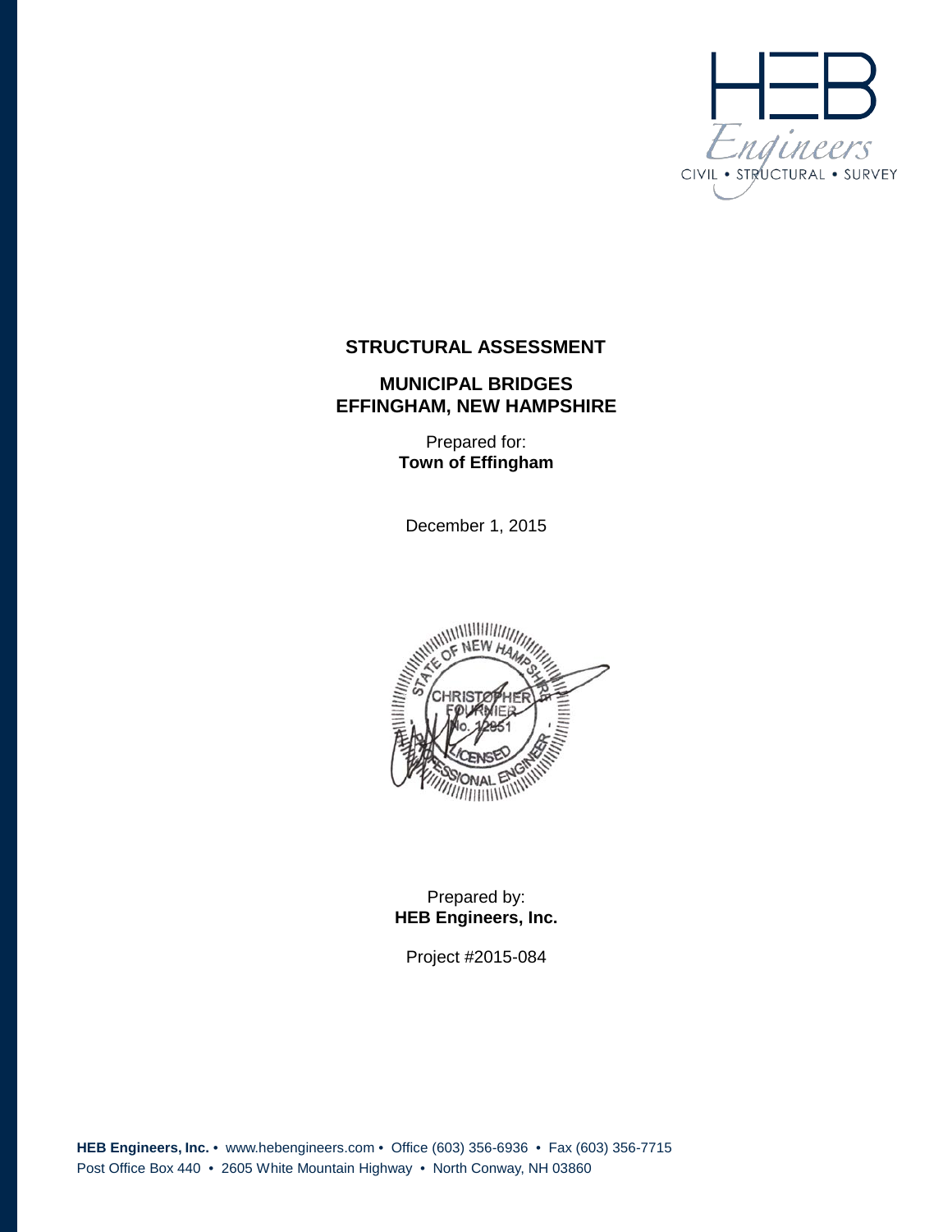HEB Engineers

CIVIL • STRUCTURAL • SURVEY

# STRUCTURAL ASSESSMENT

## MUNICIPAL BRIDGES
## EFFINGHAM, NEW HAMPSHIRE

Prepared for:
**Town of Effingham**

December 1, 2015

STATE OF NEW HAMPSHIRE
CHRISTOPHER FOURNIER
No. 12951
LICENSED
PROFESSIONAL ENGINEER

Prepared by:
**HEB Engineers, Inc.**

Project #2015-084

**HEB Engineers, Inc.** • www.hebengineers.com • Office (603) 356-6936 • Fax (603) 356-7715
Post Office Box 440 • 2605 White Mountain Highway • North Conway, NH 03860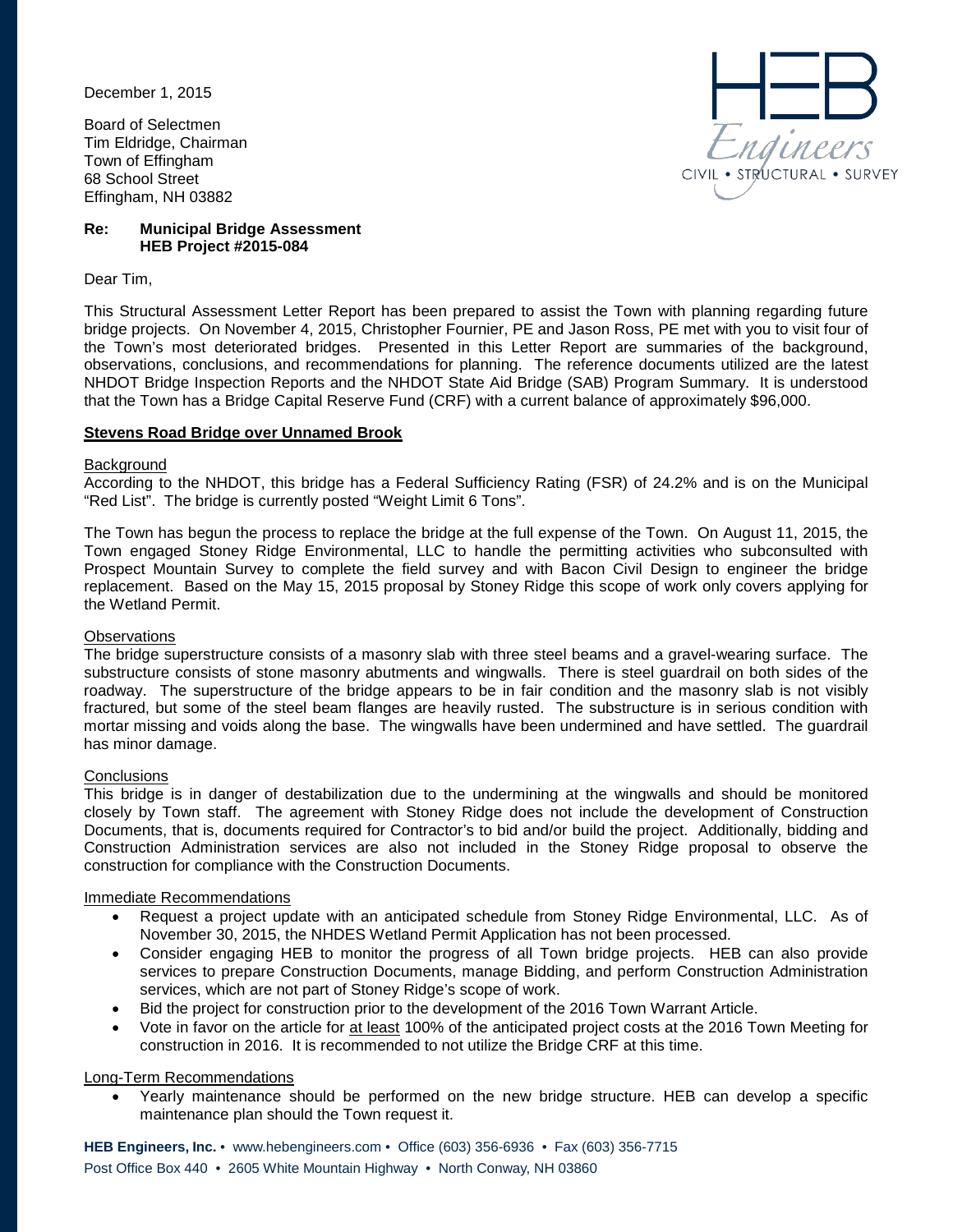December 1, 2015

Board of Selectmen
Tim Eldridge, Chairman
Town of Effingham
68 School Street
Effingham, NH 03882

**Re: Municipal Bridge Assessment**
**HEB Project #2015-084**

Dear Tim,

This Structural Assessment Letter Report has been prepared to assist the Town with planning regarding future bridge projects. On November 4, 2015, Christopher Fournier, PE and Jason Ross, PE met with you to visit four of the Town's most deteriorated bridges. Presented in this Letter Report are summaries of the background, observations, conclusions, and recommendations for planning. The reference documents utilized are the latest NHDOT Bridge Inspection Reports and the NHDOT State Aid Bridge (SAB) Program Summary. It is understood that the Town has a Bridge Capital Reserve Fund (CRF) with a current balance of approximately $96,000.

## Stevens Road Bridge over Unnamed Brook

### Background

According to the NHDOT, this bridge has a Federal Sufficiency Rating (FSR) of 24.2% and is on the Municipal "Red List". The bridge is currently posted "Weight Limit 6 Tons".

The Town has begun the process to replace the bridge at the full expense of the Town. On August 11, 2015, the Town engaged Stoney Ridge Environmental, LLC to handle the permitting activities who subconsulted with Prospect Mountain Survey to complete the field survey and with Bacon Civil Design to engineer the bridge replacement. Based on the May 15, 2015 proposal by Stoney Ridge this scope of work only covers applying for the Wetland Permit.

### Observations

The bridge superstructure consists of a masonry slab with three steel beams and a gravel-wearing surface. The substructure consists of stone masonry abutments and wingwalls. There is steel guardrail on both sides of the roadway. The superstructure of the bridge appears to be in fair condition and the masonry slab is not visibly fractured, but some of the steel beam flanges are heavily rusted. The substructure is in serious condition with mortar missing and voids along the base. The wingwalls have been undermined and have settled. The guardrail has minor damage.

### Conclusions

This bridge is in danger of destabilization due to the undermining at the wingwalls and should be monitored closely by Town staff. The agreement with Stoney Ridge does not include the development of Construction Documents, that is, documents required for Contractor's to bid and/or build the project. Additionally, bidding and Construction Administration services are also not included in the Stoney Ridge proposal to observe the construction for compliance with the Construction Documents.

### Immediate Recommendations

- Request a project update with an anticipated schedule from Stoney Ridge Environmental, LLC. As of November 30, 2015, the NHDES Wetland Permit Application has not been processed.
- Consider engaging HEB to monitor the progress of all Town bridge projects. HEB can also provide services to prepare Construction Documents, manage Bidding, and perform Construction Administration services, which are not part of Stoney Ridge's scope of work.
- Bid the project for construction prior to the development of the 2016 Town Warrant Article.
- Vote in favor on the article for at least 100% of the anticipated project costs at the 2016 Town Meeting for construction in 2016. It is recommended to not utilize the Bridge CRF at this time.

### Long-Term Recommendations

- Yearly maintenance should be performed on the new bridge structure. HEB can develop a specific maintenance plan should the Town request it.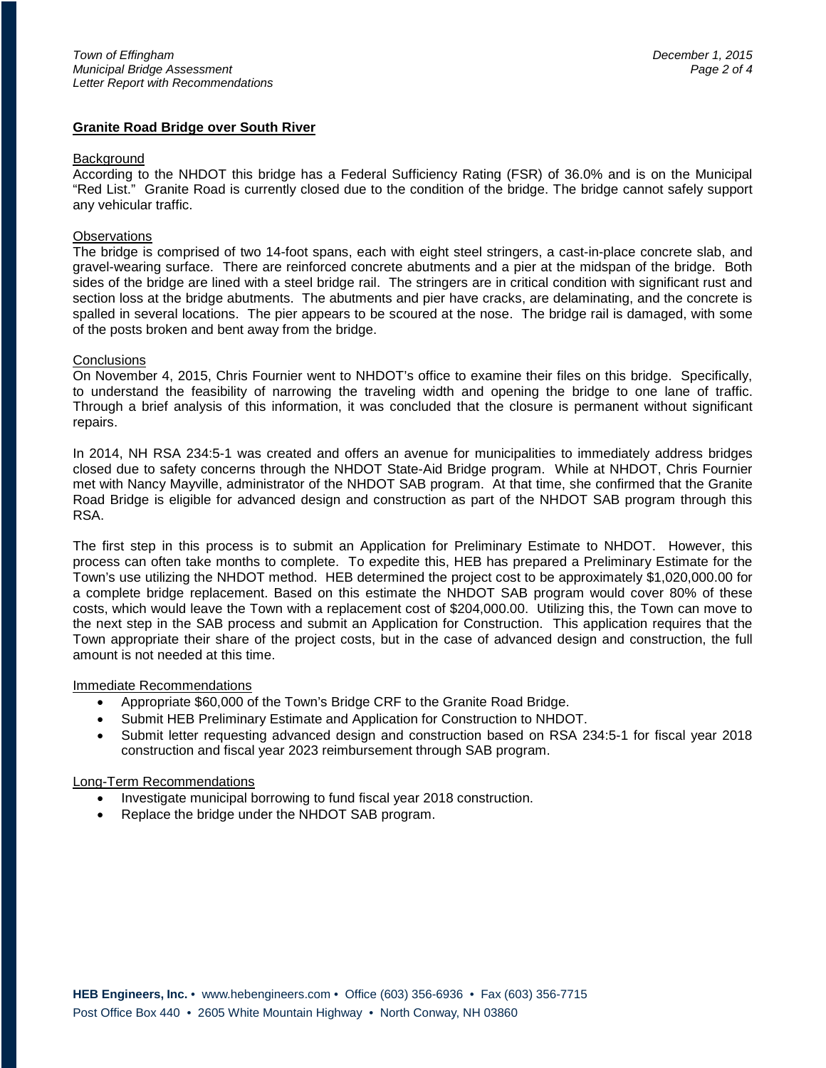## **Granite Road Bridge over South River**

Background

According to the NHDOT this bridge has a Federal Sufficiency Rating (FSR) of 36.0% and is on the Municipal "Red List." Granite Road is currently closed due to the condition of the bridge. The bridge cannot safely support any vehicular traffic.

Observations

The bridge is comprised of two 14-foot spans, each with eight steel stringers, a cast-in-place concrete slab, and gravel-wearing surface. There are reinforced concrete abutments and a pier at the midspan of the bridge. Both sides of the bridge are lined with a steel bridge rail. The stringers are in critical condition with significant rust and section loss at the bridge abutments. The abutments and pier have cracks, are delaminating, and the concrete is spalled in several locations. The pier appears to be scoured at the nose. The bridge rail is damaged, with some of the posts broken and bent away from the bridge.

Conclusions

On November 4, 2015, Chris Fournier went to NHDOT's office to examine their files on this bridge. Specifically, to understand the feasibility of narrowing the traveling width and opening the bridge to one lane of traffic. Through a brief analysis of this information, it was concluded that the closure is permanent without significant repairs.

In 2014, NH RSA 234:5-1 was created and offers an avenue for municipalities to immediately address bridges closed due to safety concerns through the NHDOT State-Aid Bridge program. While at NHDOT, Chris Fournier met with Nancy Mayville, administrator of the NHDOT SAB program. At that time, she confirmed that the Granite Road Bridge is eligible for advanced design and construction as part of the NHDOT SAB program through this RSA.

The first step in this process is to submit an Application for Preliminary Estimate to NHDOT. However, this process can often take months to complete. To expedite this, HEB has prepared a Preliminary Estimate for the Town's use utilizing the NHDOT method. HEB determined the project cost to be approximately $1,020,000.00 for a complete bridge replacement. Based on this estimate the NHDOT SAB program would cover 80% of these costs, which would leave the Town with a replacement cost of $204,000.00. Utilizing this, the Town can move to the next step in the SAB process and submit an Application for Construction. This application requires that the Town appropriate their share of the project costs, but in the case of advanced design and construction, the full amount is not needed at this time.

Immediate Recommendations

- Appropriate $60,000 of the Town's Bridge CRF to the Granite Road Bridge.
- Submit HEB Preliminary Estimate and Application for Construction to NHDOT.
- Submit letter requesting advanced design and construction based on RSA 234:5-1 for fiscal year 2018 construction and fiscal year 2023 reimbursement through SAB program.

Long-Term Recommendations

- Investigate municipal borrowing to fund fiscal year 2018 construction.
- Replace the bridge under the NHDOT SAB program.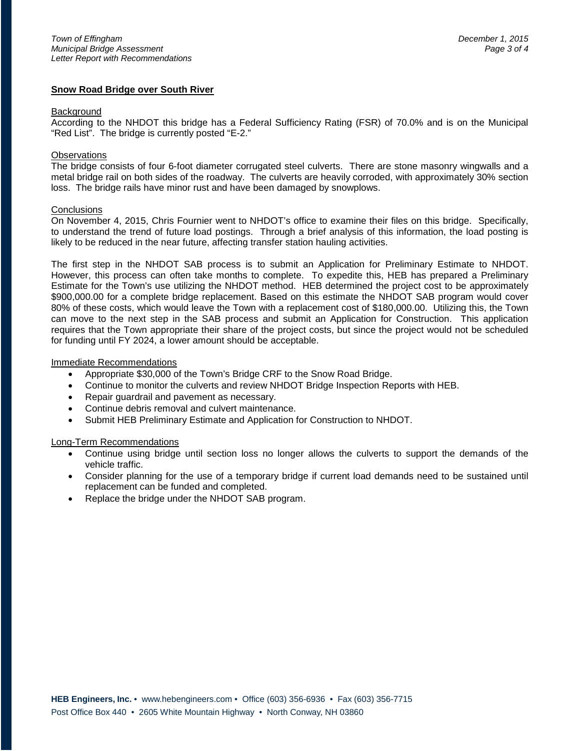## Snow Road Bridge over South River

### Background

According to the NHDOT this bridge has a Federal Sufficiency Rating (FSR) of 70.0% and is on the Municipal "Red List". The bridge is currently posted "E-2."

### Observations

The bridge consists of four 6-foot diameter corrugated steel culverts. There are stone masonry wingwalls and a metal bridge rail on both sides of the roadway. The culverts are heavily corroded, with approximately 30% section loss. The bridge rails have minor rust and have been damaged by snowplows.

### Conclusions

On November 4, 2015, Chris Fournier went to NHDOT's office to examine their files on this bridge. Specifically, to understand the trend of future load postings. Through a brief analysis of this information, the load posting is likely to be reduced in the near future, affecting transfer station hauling activities.

The first step in the NHDOT SAB process is to submit an Application for Preliminary Estimate to NHDOT. However, this process can often take months to complete. To expedite this, HEB has prepared a Preliminary Estimate for the Town's use utilizing the NHDOT method. HEB determined the project cost to be approximately $900,000.00 for a complete bridge replacement. Based on this estimate the NHDOT SAB program would cover 80% of these costs, which would leave the Town with a replacement cost of $180,000.00. Utilizing this, the Town can move to the next step in the SAB process and submit an Application for Construction. This application requires that the Town appropriate their share of the project costs, but since the project would not be scheduled for funding until FY 2024, a lower amount should be acceptable.

### Immediate Recommendations

- Appropriate $30,000 of the Town's Bridge CRF to the Snow Road Bridge.
- Continue to monitor the culverts and review NHDOT Bridge Inspection Reports with HEB.
- Repair guardrail and pavement as necessary.
- Continue debris removal and culvert maintenance.
- Submit HEB Preliminary Estimate and Application for Construction to NHDOT.

### Long-Term Recommendations

- Continue using bridge until section loss no longer allows the culverts to support the demands of the vehicle traffic.
- Consider planning for the use of a temporary bridge if current load demands need to be sustained until replacement can be funded and completed.
- Replace the bridge under the NHDOT SAB program.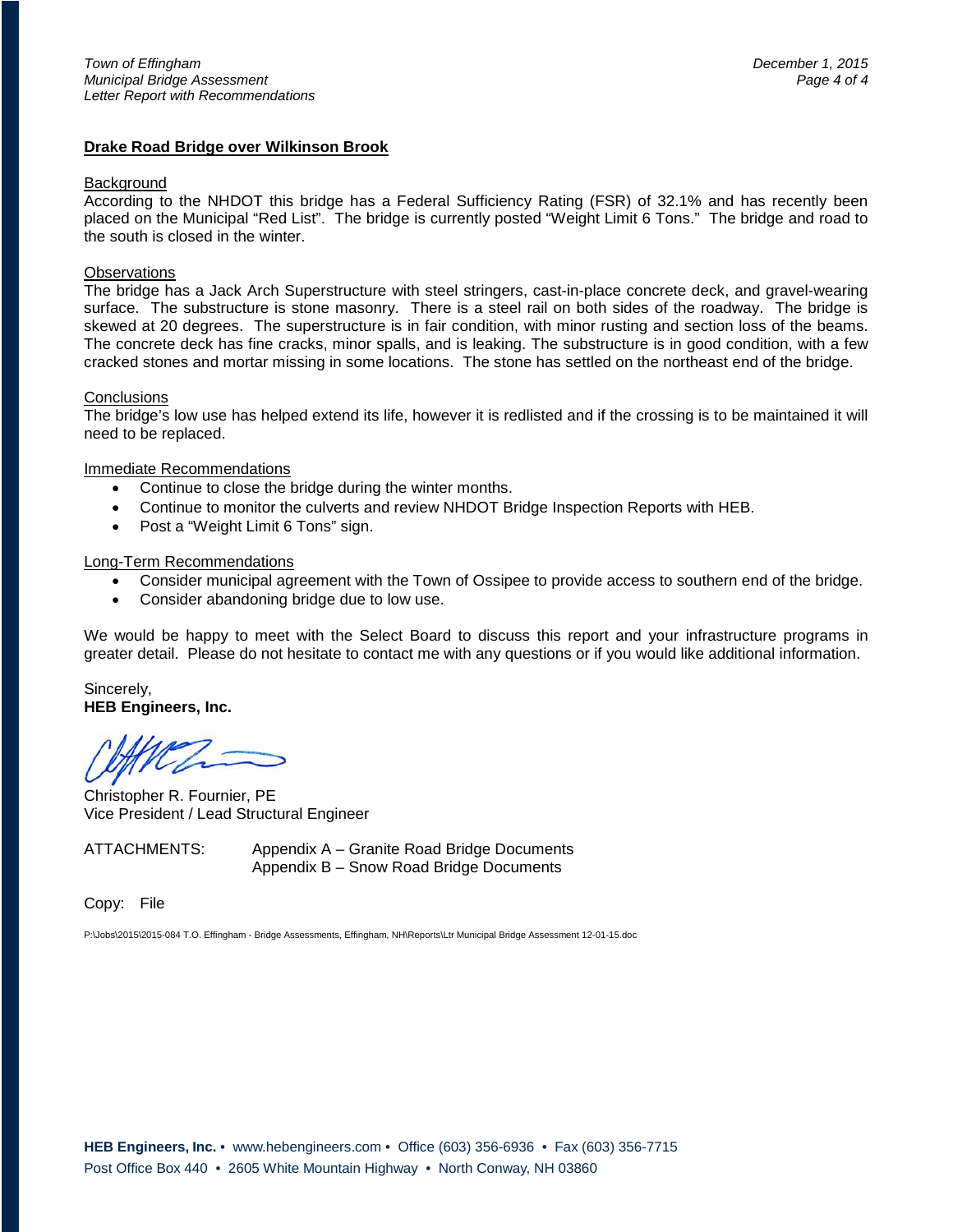## Drake Road Bridge over Wilkinson Brook

Background

According to the NHDOT this bridge has a Federal Sufficiency Rating (FSR) of 32.1% and has recently been placed on the Municipal "Red List". The bridge is currently posted "Weight Limit 6 Tons." The bridge and road to the south is closed in the winter.

Observations

The bridge has a Jack Arch Superstructure with steel stringers, cast-in-place concrete deck, and gravel-wearing surface. The substructure is stone masonry. There is a steel rail on both sides of the roadway. The bridge is skewed at 20 degrees. The superstructure is in fair condition, with minor rusting and section loss of the beams. The concrete deck has fine cracks, minor spalls, and is leaking. The substructure is in good condition, with a few cracked stones and mortar missing in some locations. The stone has settled on the northeast end of the bridge.

Conclusions

The bridge's low use has helped extend its life, however it is redlisted and if the crossing is to be maintained it will need to be replaced.

Immediate Recommendations

- Continue to close the bridge during the winter months.
- Continue to monitor the culverts and review NHDOT Bridge Inspection Reports with HEB.
- Post a "Weight Limit 6 Tons" sign.

Long-Term Recommendations

- Consider municipal agreement with the Town of Ossipee to provide access to southern end of the bridge.
- Consider abandoning bridge due to low use.

We would be happy to meet with the Select Board to discuss this report and your infrastructure programs in greater detail. Please do not hesitate to contact me with any questions or if you would like additional information.

Sincerely,
**HEB Engineers, Inc.**

Christopher R. Fournier, PE
Vice President / Lead Structural Engineer

ATTACHMENTS: Appendix A – Granite Road Bridge Documents
Appendix B – Snow Road Bridge Documents

Copy: File

P:\Jobs\2015\2015-084 T.O. Effingham - Bridge Assessments, Effingham, NH\Reports\Ltr Municipal Bridge Assessment 12-01-15.doc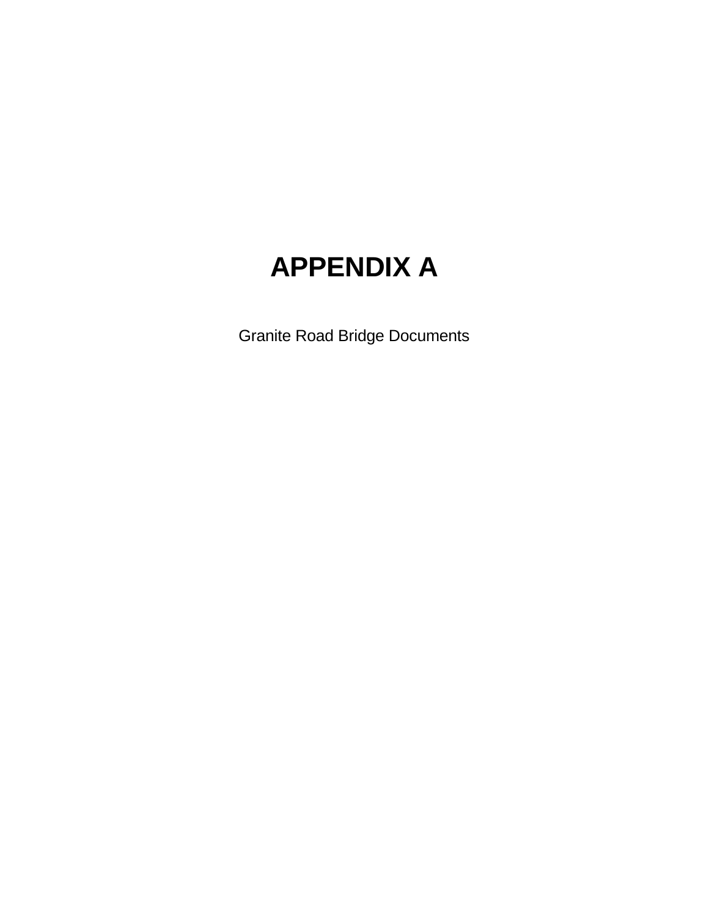# APPENDIX A

Granite Road Bridge Documents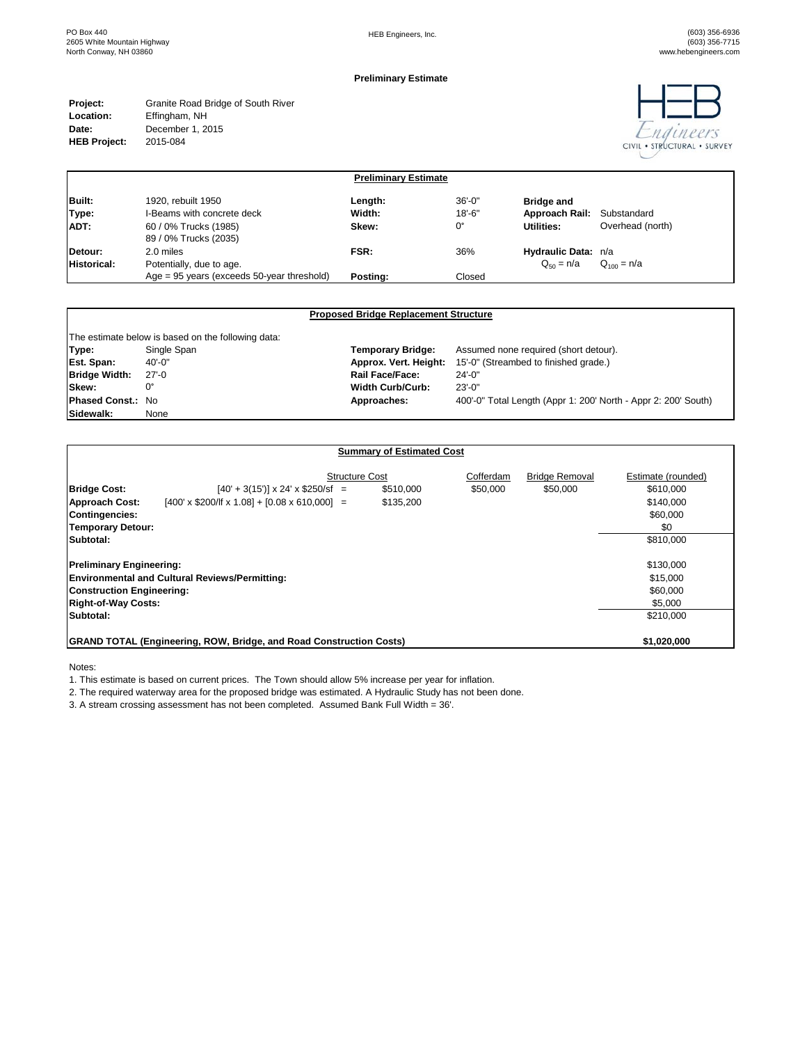PO Box 440
2605 White Mountain Highway
North Conway, NH 03860

HEB Engineers, Inc.

(603) 356-6936
(603) 356-7715
www.hebengineers.com

**Preliminary Estimate**

**Project:** Granite Road Bridge of South River
**Location:** Effingham, NH
**Date:** December 1, 2015
**HEB Project:** 2015-084

HEB Engineers
CIVIL • STRUCTURAL • SURVEY

| **Preliminary Estimate** | | | | | |
|---|---|---|---|---|---|
| **Built:** | 1920, rebuilt 1950 | **Length:** | 36'-0" | **Bridge and** | |
| **Type:** | I-Beams with concrete deck | **Width:** | 18'-6" | **Approach Rail:** | Substandard |
| **ADT:** | 60 / 0% Trucks (1985)<br>89 / 0% Trucks (2035) | **Skew:** | 0° | **Utilities:** | Overhead (north) |
| **Detour:** | 2.0 miles | **FSR:** | 36% | **Hydraulic Data:** | n/a |
| **Historical:** | Potentially, due to age.<br>Age = 95 years (exceeds 50-year threshold) | **Posting:** | Closed | $Q_{50}$ = n/a | $Q_{100}$ = n/a |

| **Proposed Bridge Replacement Structure** | | | |
|---|---|---|---|
| The estimate below is based on the following data: | | | |
| **Type:** | Single Span | **Temporary Bridge:** | Assumed none required (short detour). |
| **Est. Span:** | 40'-0" | **Approx. Vert. Height:** | 15'-0" (Streambed to finished grade.) |
| **Bridge Width:** | 27'-0 | **Rail Face/Face:** | 24'-0" |
| **Skew:** | 0° | **Width Curb/Curb:** | 23'-0" |
| **Phased Const.:** | No | **Approaches:** | 400'-0" Total Length (Appr 1: 200' North - Appr 2: 200' South) |
| **Sidewalk:** | None | | |

| **Summary of Estimated Cost** | | | | | |
|---|---|---|---|---|---|
| | Structure Cost | | Cofferdam | Bridge Removal | Estimate (rounded) |
| **Bridge Cost:** | [40' + 3(15')] x 24' x $250/sf = | $510,000 | $50,000 | $50,000 | $610,000 |
| **Approach Cost:** | [400' x $200/lf x 1.08] + [0.08 x 610,000] = | $135,200 | | | $140,000 |
| **Contingencies:** | | | | | $60,000 |
| **Temporary Detour:** | | | | | $0 |
| **Subtotal:** | | | | | $810,000 |
| **Preliminary Engineering:** | | | | | $130,000 |
| **Environmental and Cultural Reviews/Permitting:** | | | | | $15,000 |
| **Construction Engineering:** | | | | | $60,000 |
| **Right-of-Way Costs:** | | | | | $5,000 |
| **Subtotal:** | | | | | $210,000 |
| **GRAND TOTAL (Engineering, ROW, Bridge, and Road Construction Costs)** | | | | | **$1,020,000** |

Notes:

1. This estimate is based on current prices. The Town should allow 5% increase per year for inflation.
2. The required waterway area for the proposed bridge was estimated. A Hydraulic Study has not been done.
3. A stream crossing assessment has not been completed. Assumed Bank Full Width = 36'.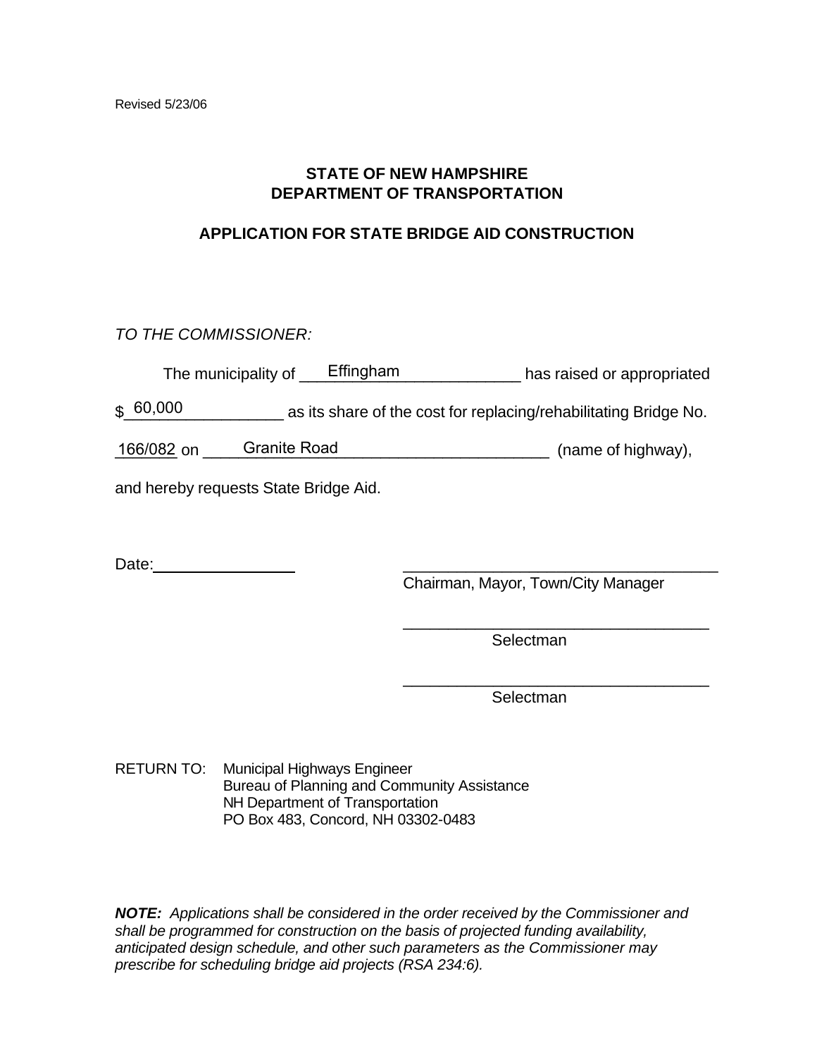Revised 5/23/06

## STATE OF NEW HAMPSHIRE
## DEPARTMENT OF TRANSPORTATION

## APPLICATION FOR STATE BRIDGE AID CONSTRUCTION

*TO THE COMMISSIONER:*

The municipality of Effingham has raised or appropriated $ 60,000 as its share of the cost for replacing/rehabilitating Bridge No. 166/082 on Granite Road (name of highway), and hereby requests State Bridge Aid.

Date: ________________

___________________________________
Chairman, Mayor, Town/City Manager

___________________________________
Selectman

___________________________________
Selectman

RETURN TO: Municipal Highways Engineer
Bureau of Planning and Community Assistance
NH Department of Transportation
PO Box 483, Concord, NH 03302-0483

***NOTE:*** *Applications shall be considered in the order received by the Commissioner and shall be programmed for construction on the basis of projected funding availability, anticipated design schedule, and other such parameters as the Commissioner may prescribe for scheduling bridge aid projects (RSA 234:6).*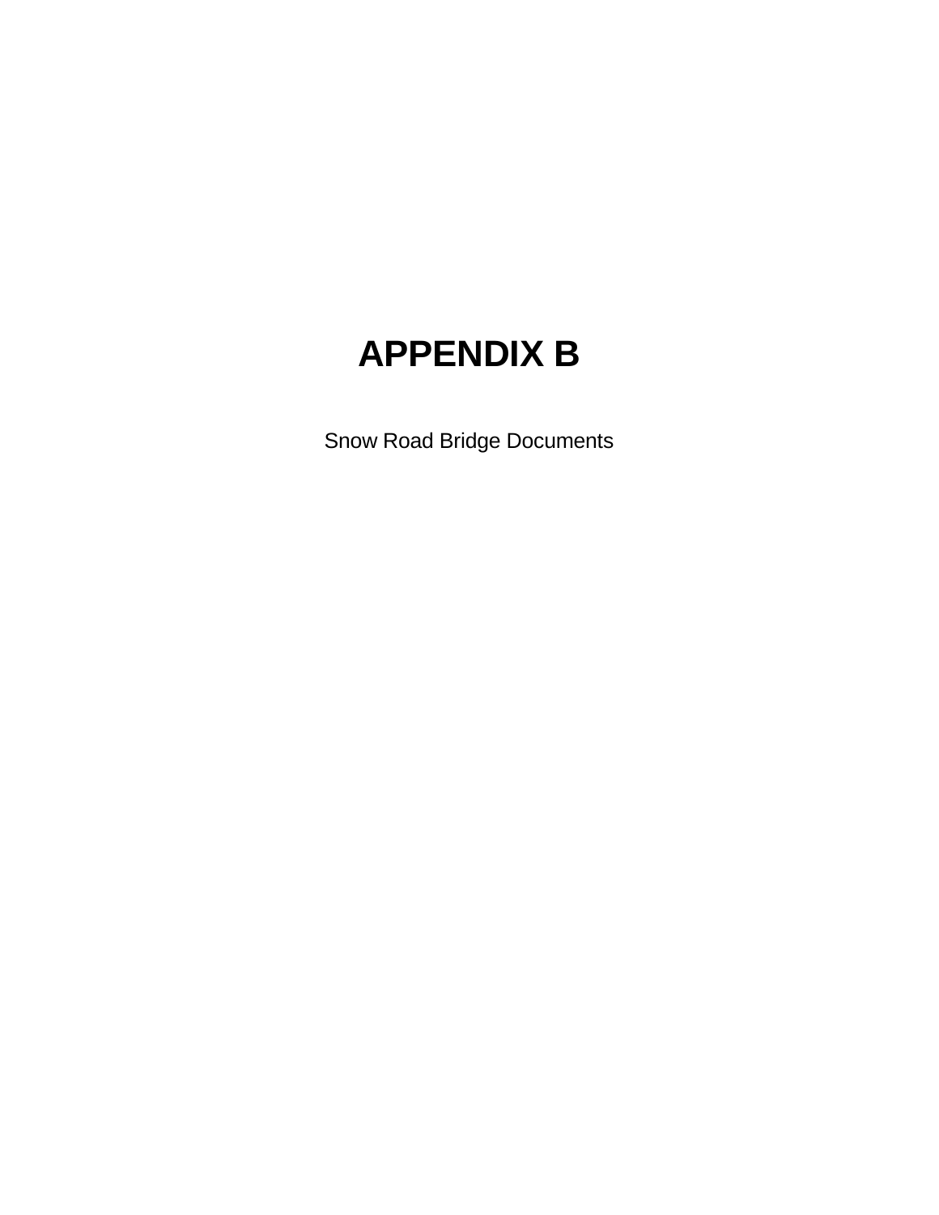# APPENDIX B

Snow Road Bridge Documents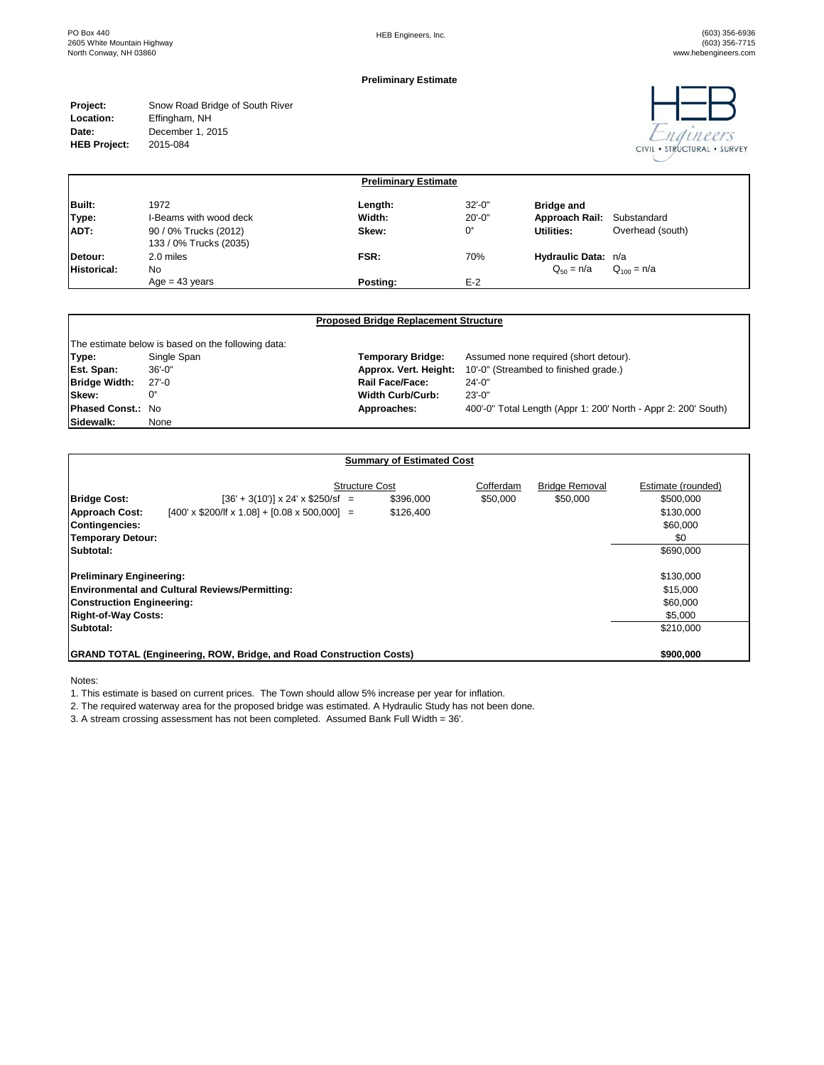PO Box 440
2605 White Mountain Highway
North Conway, NH 03860

HEB Engineers, Inc.

(603) 356-6936
(603) 356-7715
www.hebengineers.com

## Preliminary Estimate

**Project:** Snow Road Bridge of South River
**Location:** Effingham, NH
**Date:** December 1, 2015
**HEB Project:** 2015-084

### Preliminary Estimate

| | | | | | |
|---|---|---|---|---|---|
| **Built:** | 1972 | **Length:** | 32'-0" | **Bridge and** | |
| **Type:** | I-Beams with wood deck | **Width:** | 20'-0" | **Approach Rail:** | Substandard |
| **ADT:** | 90 / 0% Trucks (2012)<br>133 / 0% Trucks (2035) | **Skew:** | 0° | **Utilities:** | Overhead (south) |
| **Detour:** | 2.0 miles | **FSR:** | 70% | **Hydraulic Data:** | n/a |
| **Historical:** | No | | | $Q_{50}$ = n/a | $Q_{100}$ = n/a |
| | Age = 43 years | **Posting:** | E-2 | | |

### Proposed Bridge Replacement Structure

The estimate below is based on the following data:

| | | | |
|---|---|---|---|
| **Type:** | Single Span | **Temporary Bridge:** | Assumed none required (short detour). |
| **Est. Span:** | 36'-0" | **Approx. Vert. Height:** | 10'-0" (Streambed to finished grade.) |
| **Bridge Width:** | 27'-0 | **Rail Face/Face:** | 24'-0" |
| **Skew:** | 0° | **Width Curb/Curb:** | 23'-0" |
| **Phased Const.:** | No | **Approaches:** | 400'-0" Total Length (Appr 1: 200' North - Appr 2: 200' South) |
| **Sidewalk:** | None | | |

### Summary of Estimated Cost

| | | Structure Cost | Cofferdam | Bridge Removal | Estimate (rounded) |
|---|---|---|---|---|---|
| **Bridge Cost:** | [36' + 3(10')] x 24' x $250/sf = | $396,000 | $50,000 | $50,000 | $500,000 |
| **Approach Cost:** | [400' x $200/lf x 1.08] + [0.08 x 500,000] = | $126,400 | | | $130,000 |
| **Contingencies:** | | | | | $60,000 |
| **Temporary Detour:** | | | | | $0 |
| **Subtotal:** | | | | | $690,000 |
| **Preliminary Engineering:** | | | | | $130,000 |
| **Environmental and Cultural Reviews/Permitting:** | | | | | $15,000 |
| **Construction Engineering:** | | | | | $60,000 |
| **Right-of-Way Costs:** | | | | | $5,000 |
| **Subtotal:** | | | | | $210,000 |
| **GRAND TOTAL (Engineering, ROW, Bridge, and Road Construction Costs)** | | | | | **$900,000** |

Notes:

1. This estimate is based on current prices. The Town should allow 5% increase per year for inflation.
2. The required waterway area for the proposed bridge was estimated. A Hydraulic Study has not been done.
3. A stream crossing assessment has not been completed. Assumed Bank Full Width = 36'.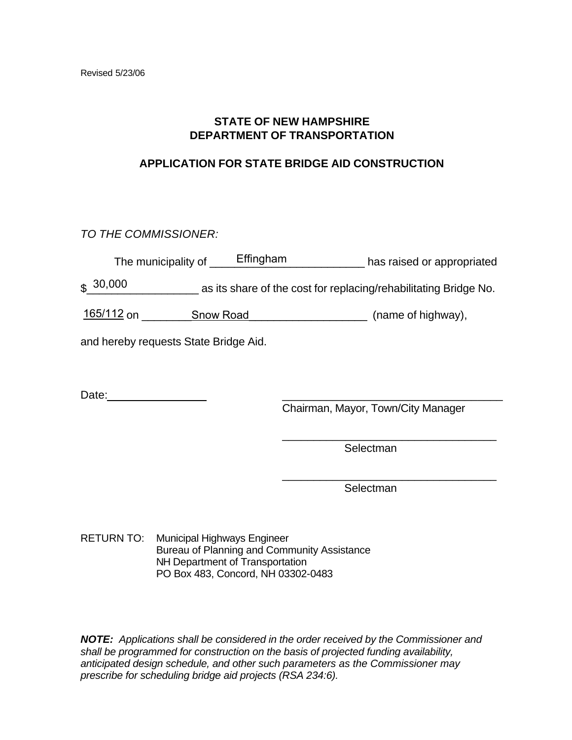Revised 5/23/06

**STATE OF NEW HAMPSHIRE**
**DEPARTMENT OF TRANSPORTATION**

**APPLICATION FOR STATE BRIDGE AID CONSTRUCTION**

*TO THE COMMISSIONER:*

The municipality of Effingham has raised or appropriated $30,000 as its share of the cost for replacing/rehabilitating Bridge No. 165/112 on Snow Road (name of highway), and hereby requests State Bridge Aid.

Date:\_\_\_\_\_\_\_\_\_\_\_\_\_\_\_\_

\_\_\_\_\_\_\_\_\_\_\_\_\_\_\_\_\_\_\_\_\_\_\_\_\_\_\_\_\_\_\_\_\_\_\_
Chairman, Mayor, Town/City Manager

\_\_\_\_\_\_\_\_\_\_\_\_\_\_\_\_\_\_\_\_\_\_\_\_\_\_\_\_\_\_\_\_\_\_\_
Selectman

\_\_\_\_\_\_\_\_\_\_\_\_\_\_\_\_\_\_\_\_\_\_\_\_\_\_\_\_\_\_\_\_\_\_\_
Selectman

RETURN TO: Municipal Highways Engineer
Bureau of Planning and Community Assistance
NH Department of Transportation
PO Box 483, Concord, NH 03302-0483

***NOTE:*** *Applications shall be considered in the order received by the Commissioner and shall be programmed for construction on the basis of projected funding availability, anticipated design schedule, and other such parameters as the Commissioner may prescribe for scheduling bridge aid projects (RSA 234:6).*